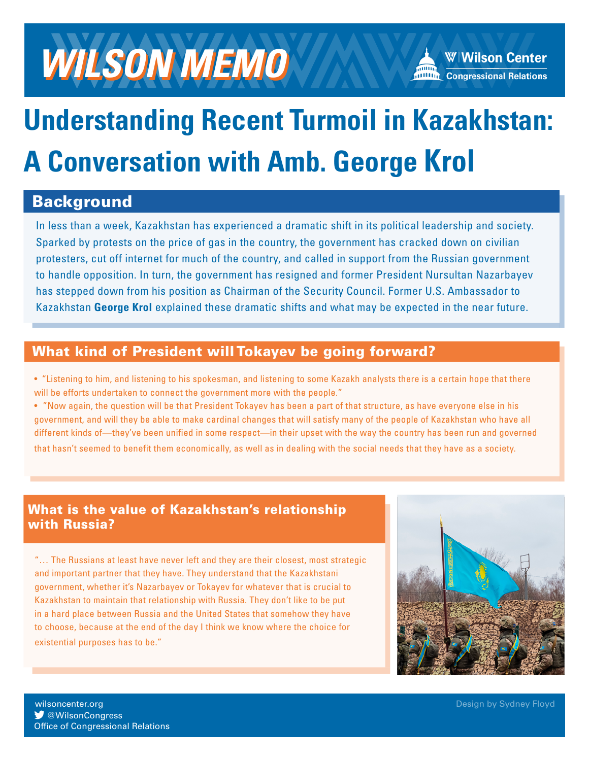# WILSON MEMO

Wilson Center Congressional Relations

# Understanding Recent Turmoil in Kazakhstan: A Conversation with Amb. George Krol

## Background

In less than a week, Kazakhstan has experienced a dramatic shift in its political leadership and society. Sparked by protests on the price of gas in the country, the government has cracked down on civilian protesters, cut off internet for much of the country, and called in support from the Russian government to handle opposition. In turn, the government has resigned and former President Nursultan Nazarbayev has stepped down from his position as Chairman of the Security Council. Former U.S. Ambassador to Kazakhstan **George Krol** explained these dramatic shifts and what may be expected in the near future.

## What kind of President will Tokayev be going forward?

- "Listening to him, and listening to his spokesman, and listening to some Kazakh analysts there is a certain hope that there will be efforts undertaken to connect the government more with the people."
- "Now again, the question will be that President Tokayev has been a part of that structure, as have everyone else in his government, and will they be able to make cardinal changes that will satisfy many of the people of Kazakhstan who have all different kinds of—they've been unified in some respect—in their upset with the way the country has been run and governed that hasn't seemed to benefit them economically, as well as in dealing with the social needs that they have as a society.

## What is the value of Kazakhstan's relationship with Russia?

"... The Russians at least have never left and they are their closest, most strategic and important partner that they have. They understand that the Kazakhstani government, whether it's Nazarbayev or Tokayev for whatever that is crucial to Kazakhstan to maintain that relationship with Russia. They don't like to be put in a hard place between Russia and the United States that somehow they have to choose, because at the end of the day I think we know where the choice for existential purposes has to be."

wilsoncenter.org
@WilsonCongress
Office of Congressional Relations

Design by Sydney Floyd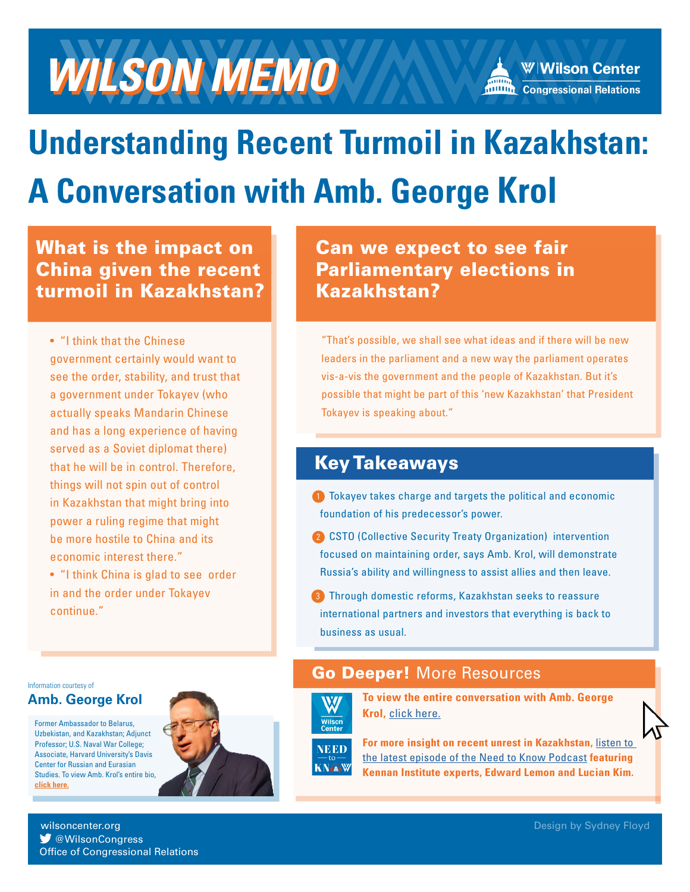# WILSON MEMO

Wilson Center Congressional Relations

# Understanding Recent Turmoil in Kazakhstan: A Conversation with Amb. George Krol

## What is the impact on China given the recent turmoil in Kazakhstan?

- "I think that the Chinese government certainly would want to see the order, stability, and trust that a government under Tokayev (who actually speaks Mandarin Chinese and has a long experience of having served as a Soviet diplomat there) that he will be in control. Therefore, things will not spin out of control in Kazakhstan that might bring into power a ruling regime that might be more hostile to China and its economic interest there."
- "I think China is glad to see order in and the order under Tokayev continue."

## Can we expect to see fair Parliamentary elections in Kazakhstan?

"That's possible, we shall see what ideas and if there will be new leaders in the parliament and a new way the parliament operates vis-a-vis the government and the people of Kazakhstan. But it's possible that might be part of this 'new Kazakhstan' that President Tokayev is speaking about."

## Key Takeaways

1. Tokayev takes charge and targets the political and economic foundation of his predecessor's power.
2. CSTO (Collective Security Treaty Organization) intervention focused on maintaining order, says Amb. Krol, will demonstrate Russia's ability and willingness to assist allies and then leave.
3. Through domestic reforms, Kazakhstan seeks to reassure international partners and investors that everything is back to business as usual.

Information courtesy of

**Amb. George Krol**

Former Ambassador to Belarus, Uzbekistan, and Kazakhstan; Adjunct Professor; U.S. Naval War College; Associate, Harvard University's Davis Center for Russian and Eurasian Studies. To view Amb. Krol's entire bio, click here.

## Go Deeper! More Resources

**To view the entire conversation with Amb. George Krol,** click here.

**For more insight on recent unrest in Kazakhstan,** listen to the latest episode of the Need to Know Podcast **featuring Kennan Institute experts, Edward Lemon and Lucian Kim.**

wilsoncenter.org
@WilsonCongress
Office of Congressional Relations

Design by Sydney Floyd